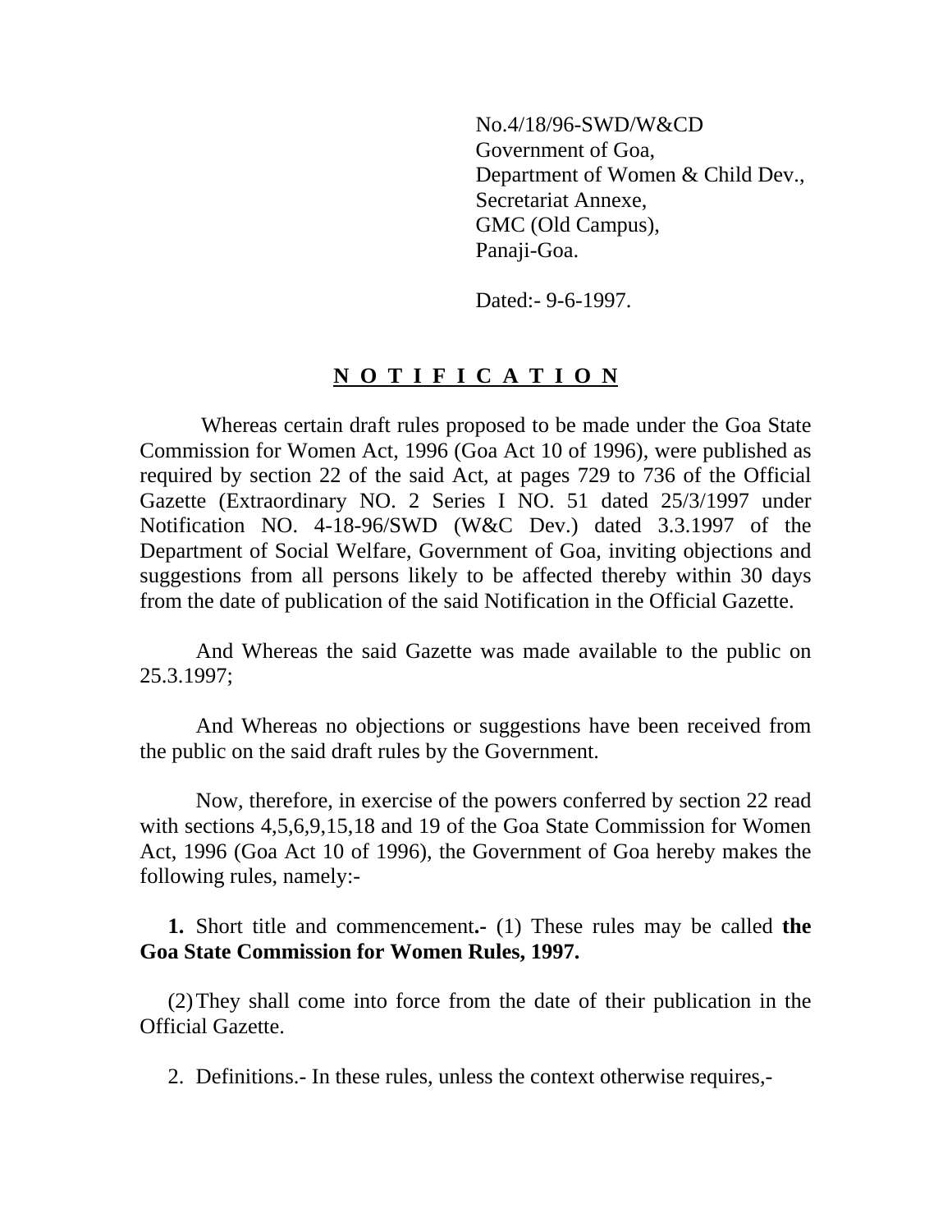No.4/18/96-SWD/W&CD
Government of Goa,
Department of Women & Child Dev.,
Secretariat Annexe,
GMC (Old Campus),
Panaji-Goa.

Dated:- 9-6-1997.

# N O T I F I C A T I O N

Whereas certain draft rules proposed to be made under the Goa State Commission for Women Act, 1996 (Goa Act 10 of 1996), were published as required by section 22 of the said Act, at pages 729 to 736 of the Official Gazette (Extraordinary NO. 2 Series I NO. 51 dated 25/3/1997 under Notification NO. 4-18-96/SWD (W&C Dev.) dated 3.3.1997 of the Department of Social Welfare, Government of Goa, inviting objections and suggestions from all persons likely to be affected thereby within 30 days from the date of publication of the said Notification in the Official Gazette.

And Whereas the said Gazette was made available to the public on 25.3.1997;

And Whereas no objections or suggestions have been received from the public on the said draft rules by the Government.

Now, therefore, in exercise of the powers conferred by section 22 read with sections 4,5,6,9,15,18 and 19 of the Goa State Commission for Women Act, 1996 (Goa Act 10 of 1996), the Government of Goa hereby makes the following rules, namely:-

**1.** Short title and commencement**.-** (1) These rules may be called **the Goa State Commission for Women Rules, 1997.**

(2) They shall come into force from the date of their publication in the Official Gazette.

2. Definitions.- In these rules, unless the context otherwise requires,-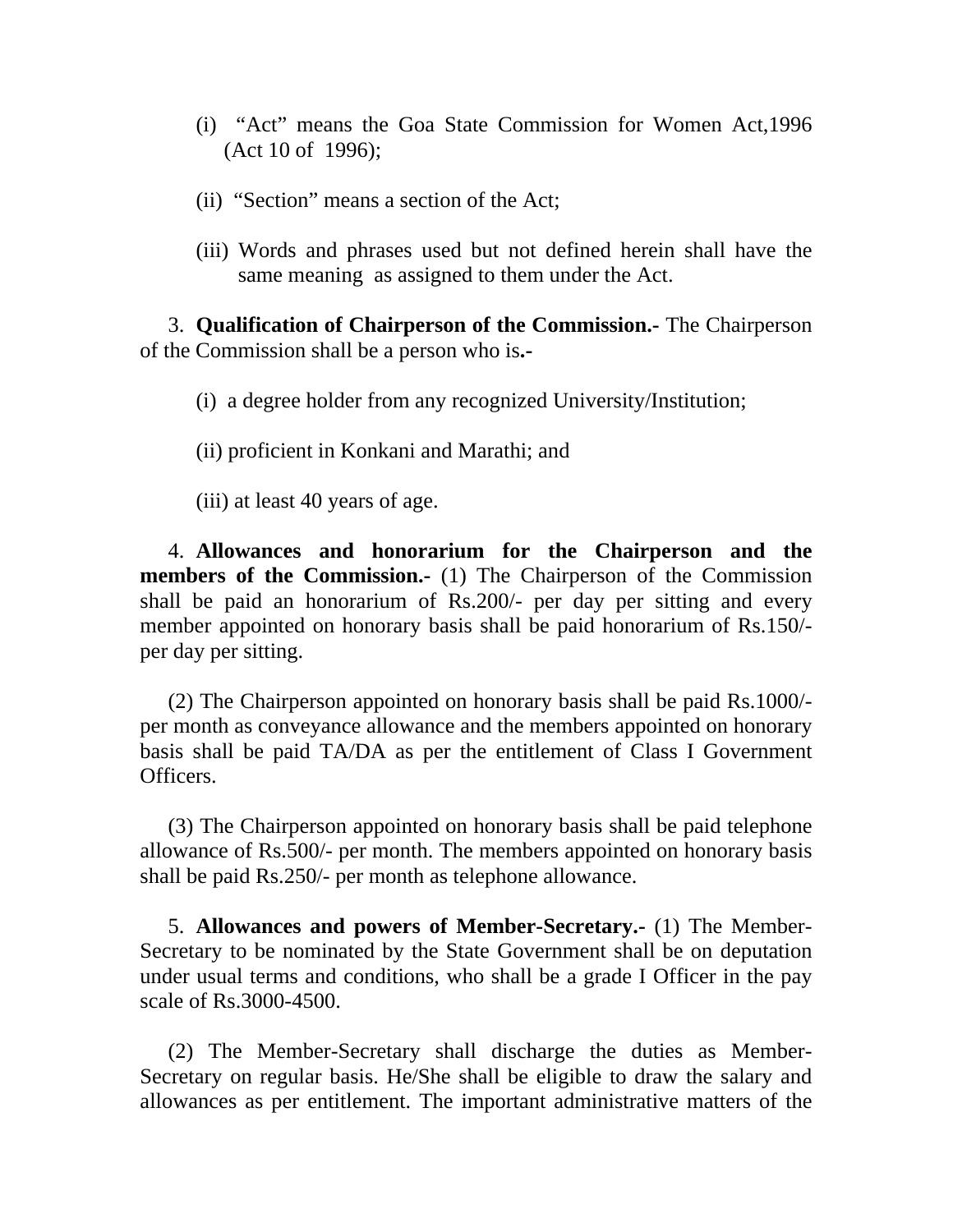(i) "Act" means the Goa State Commission for Women Act,1996 (Act 10 of 1996);

(ii) "Section" means a section of the Act;

(iii) Words and phrases used but not defined herein shall have the same meaning as assigned to them under the Act.

3. **Qualification of Chairperson of the Commission.-** The Chairperson of the Commission shall be a person who is**.-**

(i) a degree holder from any recognized University/Institution;

(ii) proficient in Konkani and Marathi; and

(iii) at least 40 years of age.

4. **Allowances and honorarium for the Chairperson and the members of the Commission.-** (1) The Chairperson of the Commission shall be paid an honorarium of Rs.200/- per day per sitting and every member appointed on honorary basis shall be paid honorarium of Rs.150/- per day per sitting.

(2) The Chairperson appointed on honorary basis shall be paid Rs.1000/- per month as conveyance allowance and the members appointed on honorary basis shall be paid TA/DA as per the entitlement of Class I Government Officers.

(3) The Chairperson appointed on honorary basis shall be paid telephone allowance of Rs.500/- per month. The members appointed on honorary basis shall be paid Rs.250/- per month as telephone allowance.

5. **Allowances and powers of Member-Secretary.-** (1) The Member-Secretary to be nominated by the State Government shall be on deputation under usual terms and conditions, who shall be a grade I Officer in the pay scale of Rs.3000-4500.

(2) The Member-Secretary shall discharge the duties as Member-Secretary on regular basis. He/She shall be eligible to draw the salary and allowances as per entitlement. The important administrative matters of the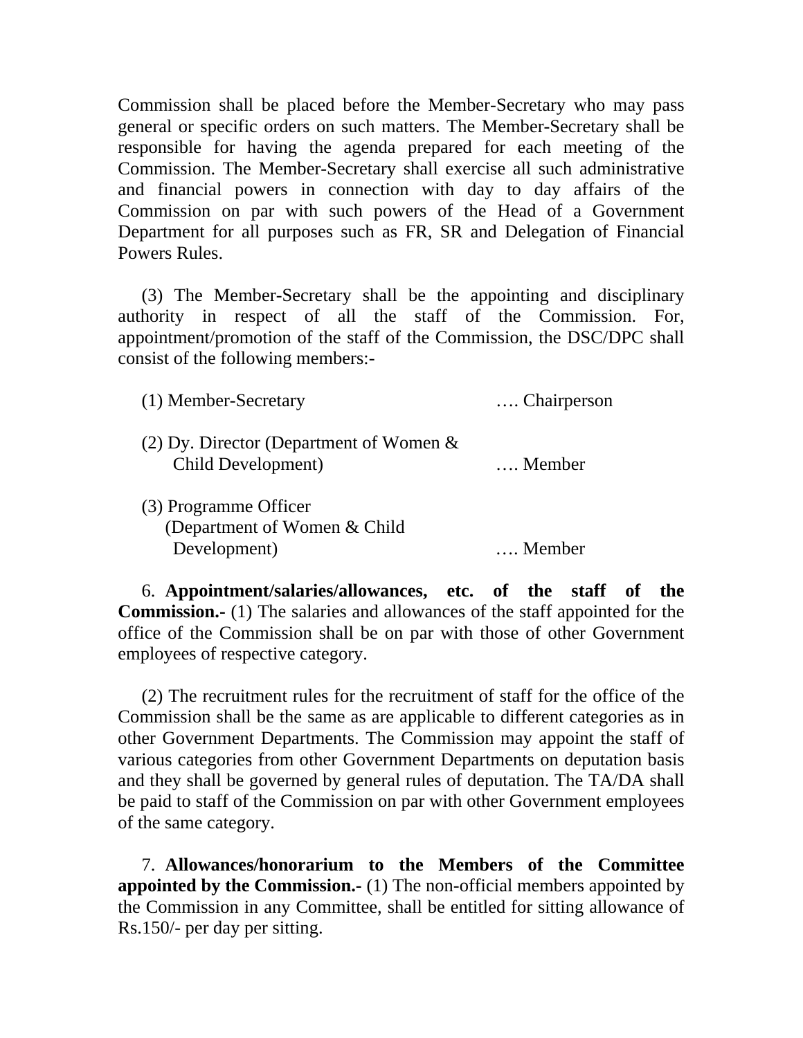Commission shall be placed before the Member-Secretary who may pass general or specific orders on such matters. The Member-Secretary shall be responsible for having the agenda prepared for each meeting of the Commission. The Member-Secretary shall exercise all such administrative and financial powers in connection with day to day affairs of the Commission on par with such powers of the Head of a Government Department for all purposes such as FR, SR and Delegation of Financial Powers Rules.

(3) The Member-Secretary shall be the appointing and disciplinary authority in respect of all the staff of the Commission. For, appointment/promotion of the staff of the Commission, the DSC/DPC shall consist of the following members:-

(1) Member-Secretary …. Chairperson

(2) Dy. Director (Department of Women & Child Development) …. Member

(3) Programme Officer (Department of Women & Child Development) …. Member

6. **Appointment/salaries/allowances, etc. of the staff of the Commission.-** (1) The salaries and allowances of the staff appointed for the office of the Commission shall be on par with those of other Government employees of respective category.

(2) The recruitment rules for the recruitment of staff for the office of the Commission shall be the same as are applicable to different categories as in other Government Departments. The Commission may appoint the staff of various categories from other Government Departments on deputation basis and they shall be governed by general rules of deputation. The TA/DA shall be paid to staff of the Commission on par with other Government employees of the same category.

7. **Allowances/honorarium to the Members of the Committee appointed by the Commission.-** (1) The non-official members appointed by the Commission in any Committee, shall be entitled for sitting allowance of Rs.150/- per day per sitting.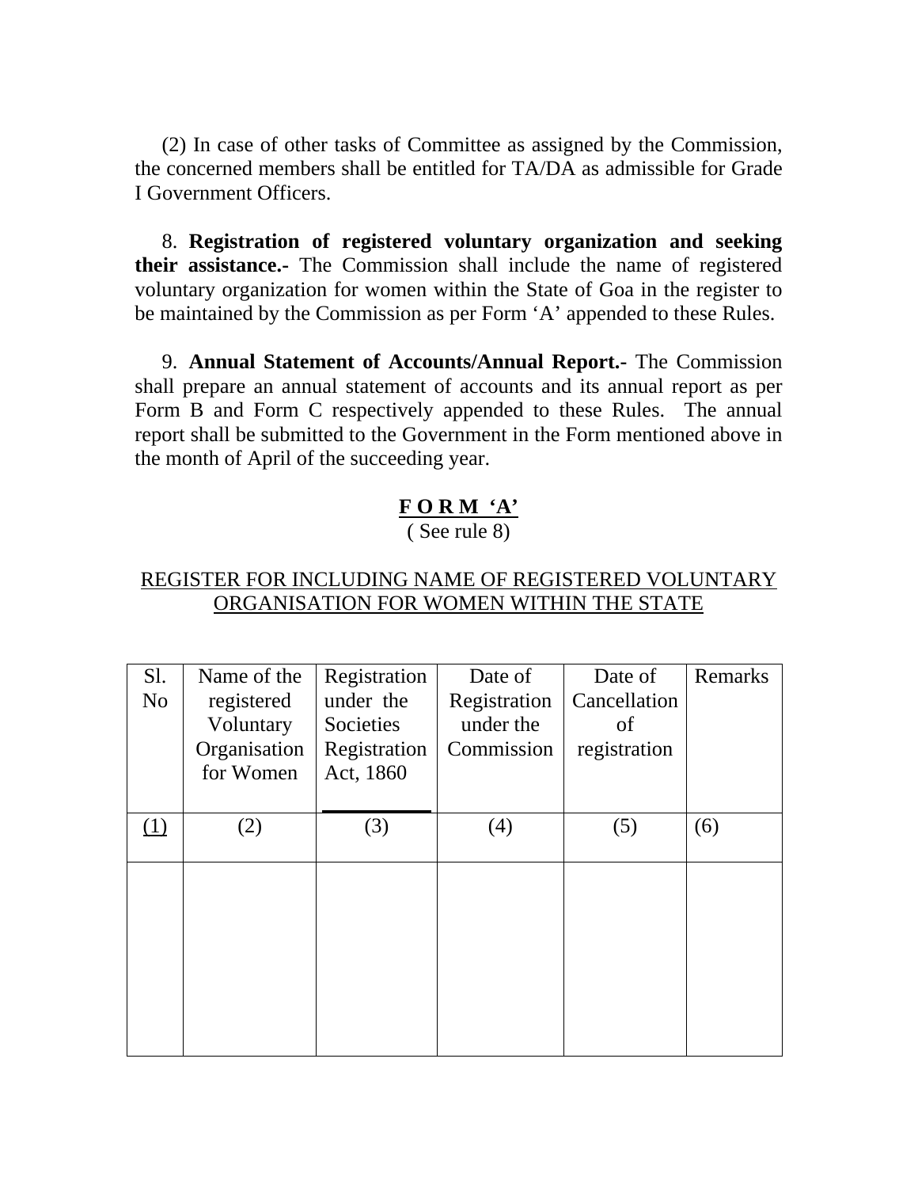(2) In case of other tasks of Committee as assigned by the Commission, the concerned members shall be entitled for TA/DA as admissible for Grade I Government Officers.

8. **Registration of registered voluntary organization and seeking their assistance.-** The Commission shall include the name of registered voluntary organization for women within the State of Goa in the register to be maintained by the Commission as per Form 'A' appended to these Rules.

9. **Annual Statement of Accounts/Annual Report.-** The Commission shall prepare an annual statement of accounts and its annual report as per Form B and Form C respectively appended to these Rules. The annual report shall be submitted to the Government in the Form mentioned above in the month of April of the succeeding year.

## FORM 'A'

( See rule 8)

REGISTER FOR INCLUDING NAME OF REGISTERED VOLUNTARY ORGANISATION FOR WOMEN WITHIN THE STATE

| Sl. No | Name of the registered Voluntary Organisation for Women | Registration under the Societies Registration Act, 1860 | Date of Registration under the Commission | Date of Cancellation of registration | Remarks |
|---|---|---|---|---|---|
| (1) | (2) | (3) | (4) | (5) | (6) |
| | | | | | |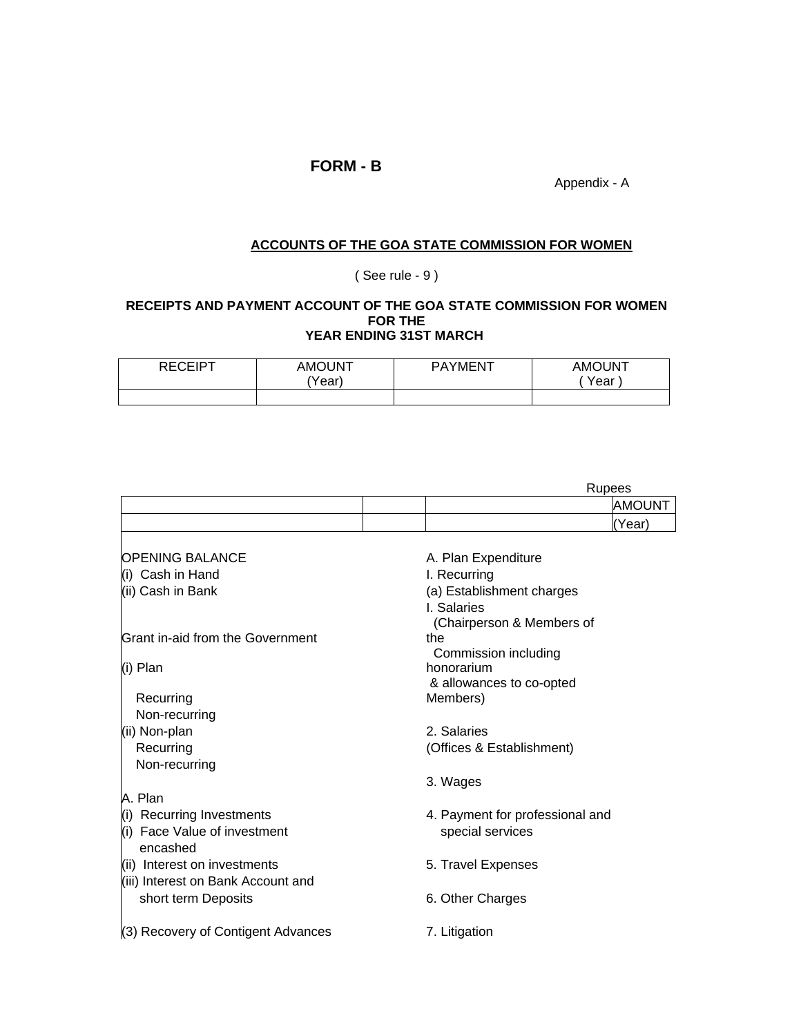**FORM - B**

Appendix - A

**ACCOUNTS OF THE GOA STATE COMMISSION FOR WOMEN**

( See rule - 9 )

**RECEIPTS AND PAYMENT ACCOUNT OF THE GOA STATE COMMISSION FOR WOMEN FOR THE YEAR ENDING 31ST MARCH**

| RECEIPT | AMOUNT (Year) | PAYMENT | AMOUNT ( Year ) |
|---|---|---|---|
| | | | |

Rupees

| | | | AMOUNT |
|---|---|---|---|
| | | | (Year) |
| OPENING BALANCE | | A. Plan Expenditure | |
| (i) Cash in Hand | | I. Recurring | |
| (ii) Cash in Bank | | (a) Establishment charges | |
| | | I. Salaries (Chairperson & Members of the Commission including honorarium & allowances to co-opted Members) | |
| Grant in-aid from the Government | | | |
| (i) Plan | | | |
| Recurring | | | |
| Non-recurring | | | |
| (ii) Non-plan | | 2. Salaries | |
| Recurring | | (Offices & Establishment) | |
| Non-recurring | | | |
| | | 3. Wages | |
| A. Plan | | | |
| (i) Recurring Investments | | 4. Payment for professional and | |
| (i) Face Value of investment encashed | | special services | |
| (ii) Interest on investments | | 5. Travel Expenses | |
| (iii) Interest on Bank Account and short term Deposits | | 6. Other Charges | |
| (3) Recovery of Contigent Advances | | 7. Litigation | |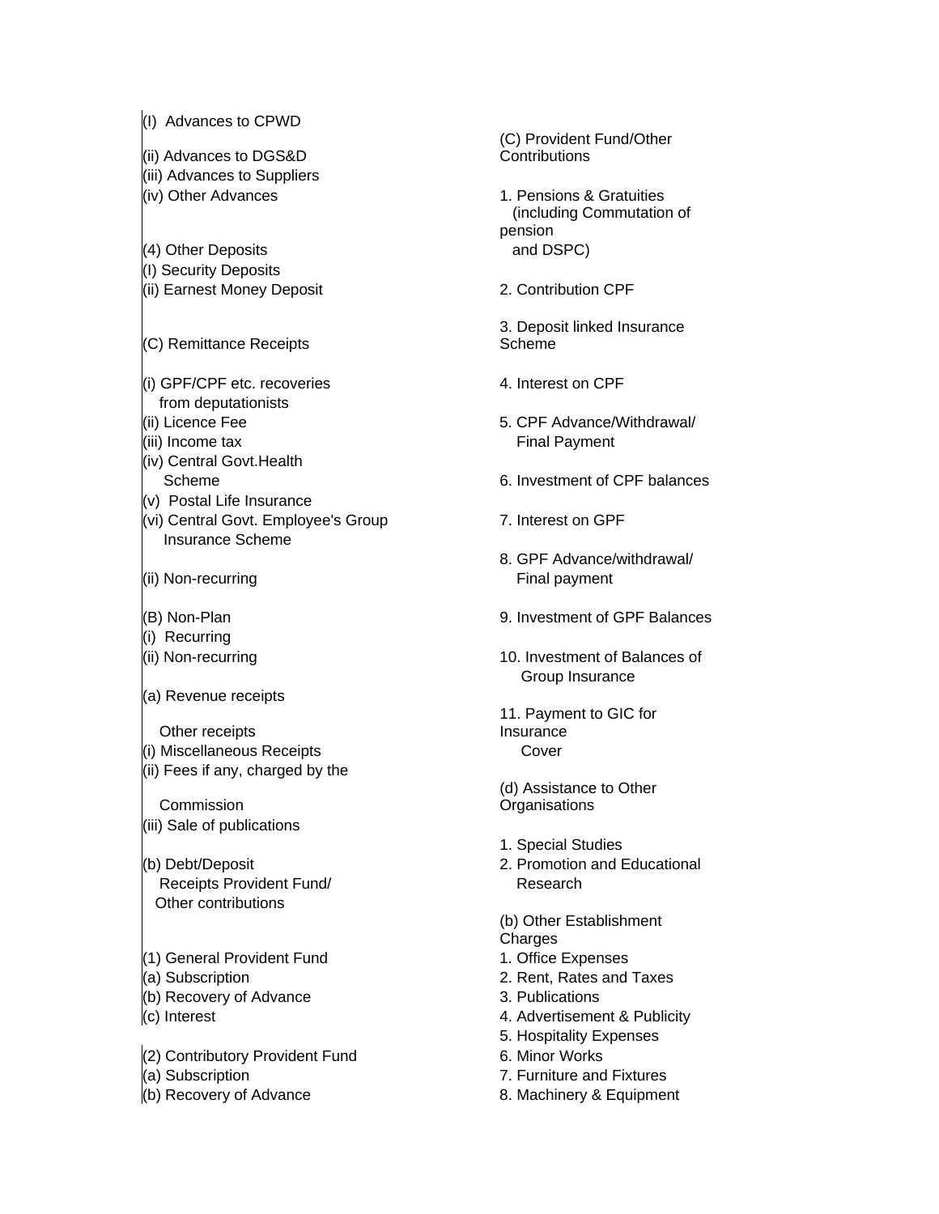(I) Advances to CPWD

(ii) Advances to DGS&D

(iii) Advances to Suppliers

(iv) Other Advances

(4) Other Deposits

(I) Security Deposits

(ii) Earnest Money Deposit

(C) Remittance Receipts

(i) GPF/CPF etc. recoveries from deputationists

(ii) Licence Fee

(iii) Income tax

(iv) Central Govt.Health Scheme

(v) Postal Life Insurance

(vi) Central Govt. Employee's Group Insurance Scheme

(ii) Non-recurring

(B) Non-Plan

(i) Recurring

(ii) Non-recurring

(a) Revenue receipts

Other receipts

(i) Miscellaneous Receipts

(ii) Fees if any, charged by the Commission

(iii) Sale of publications

(b) Debt/Deposit Receipts Provident Fund/ Other contributions

(1) General Provident Fund

(a) Subscription

(b) Recovery of Advance

(c) Interest

(2) Contributory Provident Fund

(a) Subscription

(b) Recovery of Advance

(C) Provident Fund/Other Contributions

1. Pensions & Gratuities (including Commutation of pension and DSPC)

2. Contribution CPF

3. Deposit linked Insurance Scheme

4. Interest on CPF

5. CPF Advance/Withdrawal/ Final Payment

6. Investment of CPF balances

7. Interest on GPF

8. GPF Advance/withdrawal/ Final payment

9. Investment of GPF Balances

10. Investment of Balances of Group Insurance

11. Payment to GIC for Insurance Cover

(d) Assistance to Other Organisations

1. Special Studies

2. Promotion and Educational Research

(b) Other Establishment Charges

1. Office Expenses

2. Rent, Rates and Taxes

3. Publications

4. Advertisement & Publicity

5. Hospitality Expenses

6. Minor Works

7. Furniture and Fixtures

8. Machinery & Equipment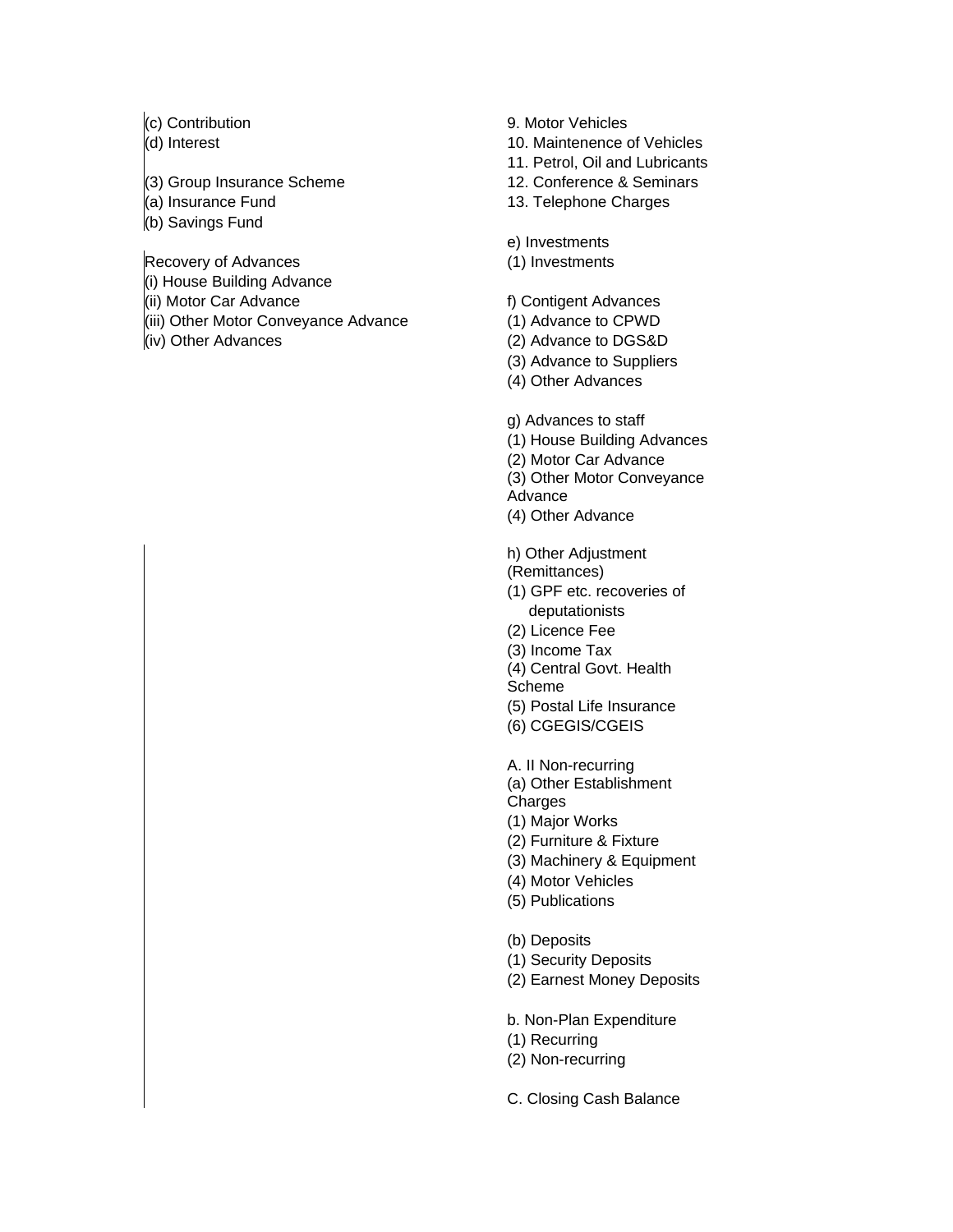(c) Contribution
(d) Interest

(3) Group Insurance Scheme
(a) Insurance Fund
(b) Savings Fund

Recovery of Advances
(i) House Building Advance
(ii) Motor Car Advance
(iii) Other Motor Conveyance Advance
(iv) Other Advances

9. Motor Vehicles
10. Maintenence of Vehicles
11. Petrol, Oil and Lubricants
12. Conference & Seminars
13. Telephone Charges

e) Investments
(1) Investments

f) Contigent Advances
(1) Advance to CPWD
(2) Advance to DGS&D
(3) Advance to Suppliers
(4) Other Advances

g) Advances to staff
(1) House Building Advances
(2) Motor Car Advance
(3) Other Motor Conveyance Advance
(4) Other Advance

h) Other Adjustment (Remittances)
(1) GPF etc. recoveries of deputationists
(2) Licence Fee
(3) Income Tax
(4) Central Govt. Health Scheme
(5) Postal Life Insurance
(6) CGEGIS/CGEIS

A. II Non-recurring
(a) Other Establishment Charges
(1) Major Works
(2) Furniture & Fixture
(3) Machinery & Equipment
(4) Motor Vehicles
(5) Publications

(b) Deposits
(1) Security Deposits
(2) Earnest Money Deposits

b. Non-Plan Expenditure
(1) Recurring
(2) Non-recurring

C. Closing Cash Balance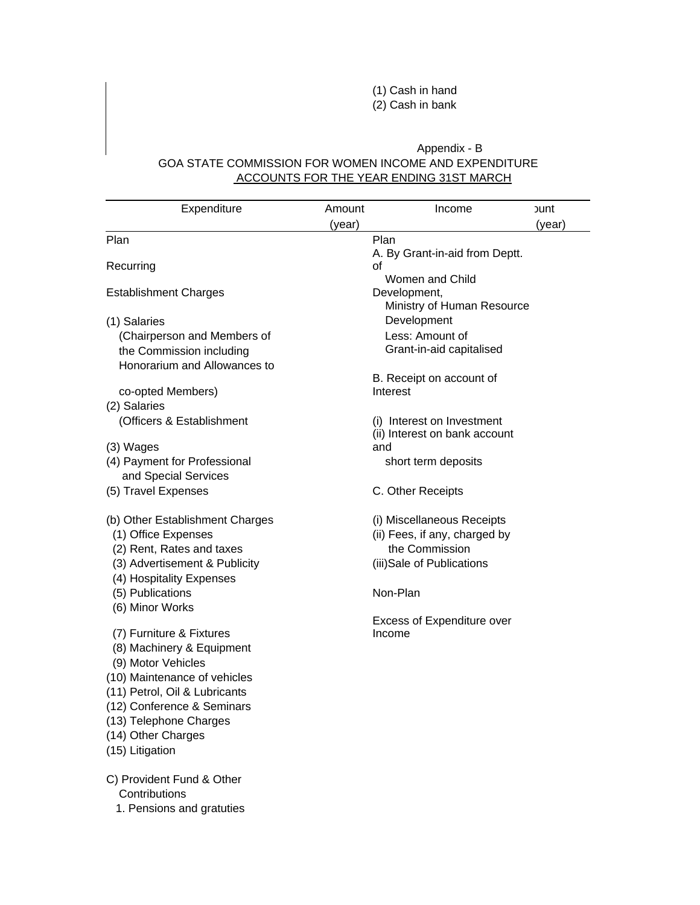(1) Cash in hand
(2) Cash in bank

Appendix - B

GOA STATE COMMISSION FOR WOMEN INCOME AND EXPENDITURE ACCOUNTS FOR THE YEAR ENDING 31ST MARCH

| Expenditure | Amount (year) | Income | ount (year) |
|---|---|---|---|
| Plan | | Plan | |
| Recurring | | A. By Grant-in-aid from Deptt. of Women and Child Development, Ministry of Human Resource Development | |
| Establishment Charges | | Less: Amount of Grant-in-aid capitalised | |
| (1) Salaries (Chairperson and Members of the Commission including Honorarium and Allowances to co-opted Members) | | B. Receipt on account of Interest | |
| (2) Salaries (Officers & Establishment | | (i) Interest on Investment | |
| (3) Wages | | (ii) Interest on bank account and short term deposits | |
| (4) Payment for Professional and Special Services | | | |
| (5) Travel Expenses | | C. Other Receipts | |
| (b) Other Establishment Charges | | (i) Miscellaneous Receipts | |
| (1) Office Expenses | | (ii) Fees, if any, charged by the Commission | |
| (2) Rent, Rates and taxes | | | |
| (3) Advertisement & Publicity | | (iii)Sale of Publications | |
| (4) Hospitality Expenses | | | |
| (5) Publications | | Non-Plan | |
| (6) Minor Works | | | |
| (7) Furniture & Fixtures | | Excess of Expenditure over Income | |
| (8) Machinery & Equipment | | | |
| (9) Motor Vehicles | | | |
| (10) Maintenance of vehicles | | | |
| (11) Petrol, Oil & Lubricants | | | |
| (12) Conference & Seminars | | | |
| (13) Telephone Charges | | | |
| (14) Other Charges | | | |
| (15) Litigation | | | |
| C) Provident Fund & Other Contributions | | | |
| 1. Pensions and gratuties | | | |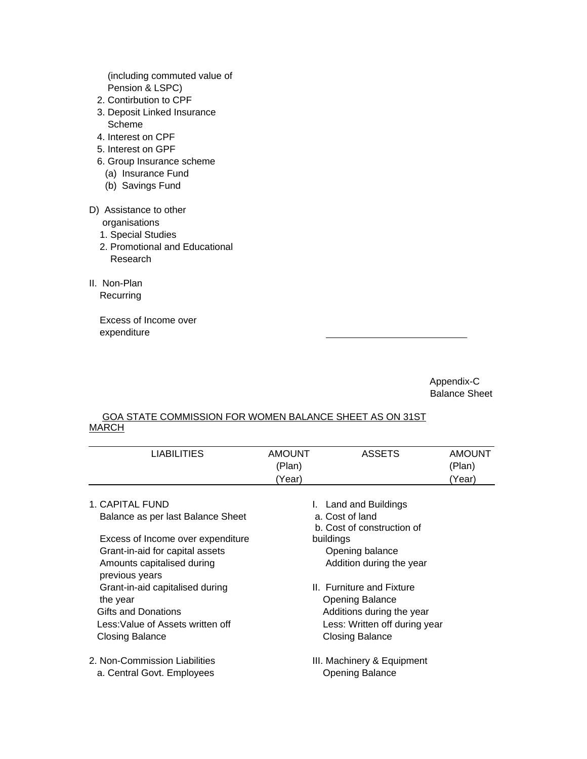(including commuted value of Pension & LSPC)

2. Contirbution to CPF
3. Deposit Linked Insurance Scheme
4. Interest on CPF
5. Interest on GPF
6. Group Insurance scheme
   - (a) Insurance Fund
   - (b) Savings Fund

D) Assistance to other organisations

1. Special Studies
2. Promotional and Educational Research

II. Non-Plan
Recurring

Excess of Income over expenditure

Appendix-C
Balance Sheet

GOA STATE COMMISSION FOR WOMEN BALANCE SHEET AS ON 31ST MARCH

| LIABILITIES | AMOUNT (Plan) (Year) | ASSETS | AMOUNT (Plan) (Year) |
|---|---|---|---|
| 1. CAPITAL FUND | | I. Land and Buildings | |
| Balance as per last Balance Sheet | | a. Cost of land | |
| Excess of Income over expenditure | | b. Cost of construction of buildings | |
| Grant-in-aid for capital assets | | Opening balance | |
| Amounts capitalised during previous years | | Addition during the year | |
| Grant-in-aid capitalised during the year | | II. Furniture and Fixture | |
| Gifts and Donations | | Opening Balance | |
| Less:Value of Assets written off | | Additions during the year | |
| Closing Balance | | Less: Written off during year | |
| | | Closing Balance | |
| 2. Non-Commission Liabilities | | III. Machinery & Equipment | |
| a. Central Govt. Employees | | Opening Balance | |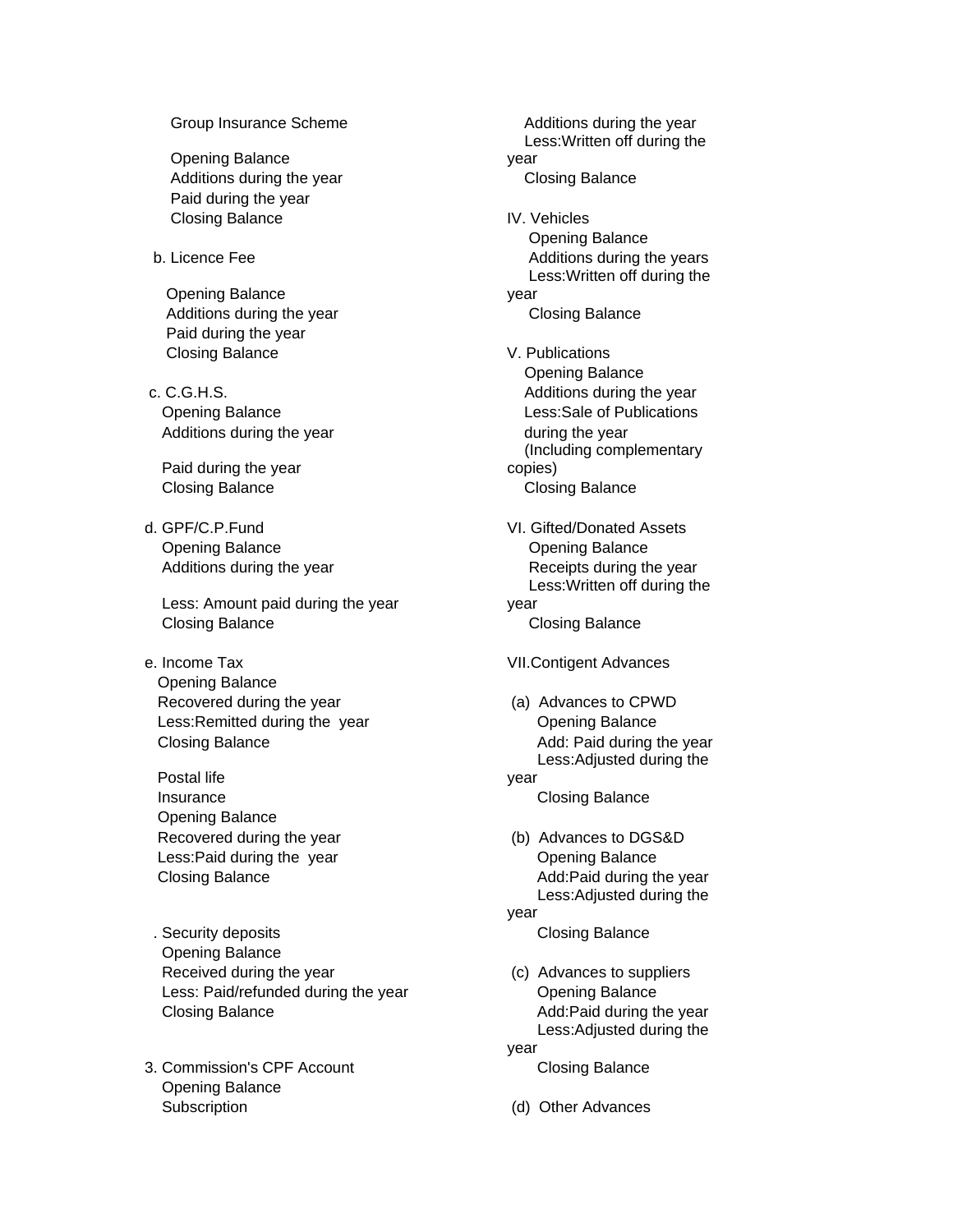Group Insurance Scheme

Opening Balance
Additions during the year
Paid during the year
Closing Balance

b. Licence Fee

Opening Balance
Additions during the year
Paid during the year
Closing Balance

c. C.G.H.S.
Opening Balance
Additions during the year

Paid during the year
Closing Balance

d. GPF/C.P.Fund
Opening Balance
Additions during the year

Less: Amount paid during the year
Closing Balance

e. Income Tax
Opening Balance
Recovered during the year
Less:Remitted during the year
Closing Balance

Postal life
Insurance
Opening Balance
Recovered during the year
Less:Paid during the year
Closing Balance

. Security deposits
Opening Balance
Received during the year
Less: Paid/refunded during the year
Closing Balance

3. Commission's CPF Account
Opening Balance
Subscription

Additions during the year
Less:Written off during the year
Closing Balance

IV. Vehicles
Opening Balance
Additions during the years
Less:Written off during the year
Closing Balance

V. Publications
Opening Balance
Additions during the year
Less:Sale of Publications during the year
(Including complementary copies)
Closing Balance

VI. Gifted/Donated Assets
Opening Balance
Receipts during the year
Less:Written off during the year
Closing Balance

VII.Contigent Advances

(a) Advances to CPWD
Opening Balance
Add: Paid during the year
Less:Adjusted during the year
Closing Balance

(b) Advances to DGS&D
Opening Balance
Add:Paid during the year
Less:Adjusted during the year
Closing Balance

(c) Advances to suppliers
Opening Balance
Add:Paid during the year
Less:Adjusted during the year
Closing Balance

(d) Other Advances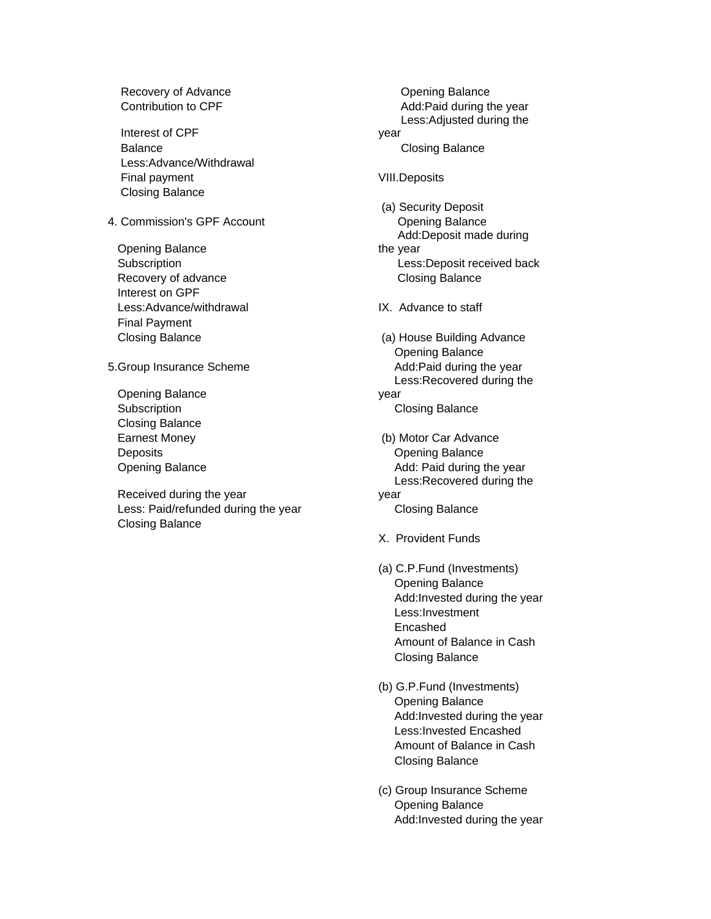Recovery of Advance
Contribution to CPF

Interest of CPF
Balance
Less:Advance/Withdrawal
Final payment
Closing Balance

4. Commission's GPF Account

Opening Balance
Subscription
Recovery of advance
Interest on GPF
Less:Advance/withdrawal
Final Payment
Closing Balance

5.Group Insurance Scheme

Opening Balance
Subscription
Closing Balance
Earnest Money
Deposits
Opening Balance

Received during the year
Less: Paid/refunded during the year
Closing Balance

Opening Balance
Add:Paid during the year
Less:Adjusted during the year
Closing Balance

VIII.Deposits

(a) Security Deposit
Opening Balance
Add:Deposit made during the year
Less:Deposit received back
Closing Balance

IX. Advance to staff

(a) House Building Advance
Opening Balance
Add:Paid during the year
Less:Recovered during the year
Closing Balance

(b) Motor Car Advance
Opening Balance
Add: Paid during the year
Less:Recovered during the year
Closing Balance

X. Provident Funds

(a) C.P.Fund (Investments)
Opening Balance
Add:Invested during the year
Less:Investment Encashed
Amount of Balance in Cash
Closing Balance

(b) G.P.Fund (Investments)
Opening Balance
Add:Invested during the year
Less:Invested Encashed
Amount of Balance in Cash
Closing Balance

(c) Group Insurance Scheme
Opening Balance
Add:Invested during the year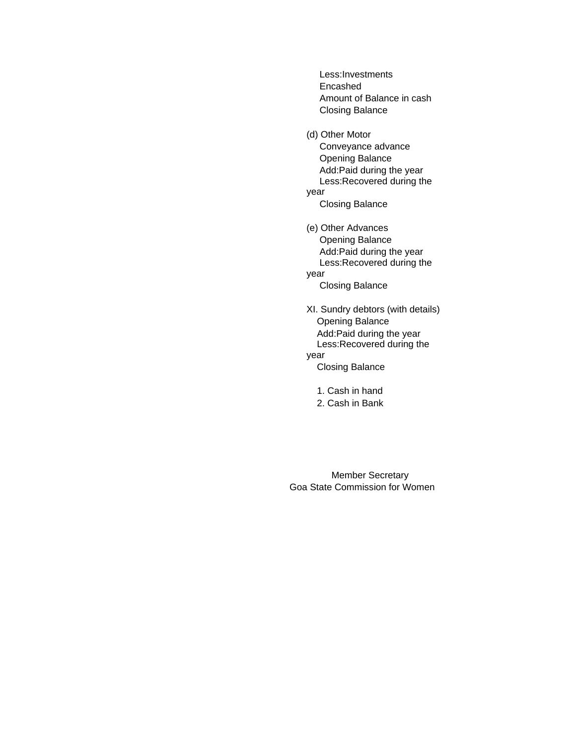Less:Investments Encashed

Amount of Balance in cash

Closing Balance

(d) Other Motor Conveyance advance

Opening Balance

Add:Paid during the year

Less:Recovered during the year

Closing Balance

(e) Other Advances

Opening Balance

Add:Paid during the year

Less:Recovered during the year

Closing Balance

XI. Sundry debtors (with details)

Opening Balance

Add:Paid during the year

Less:Recovered during the year

Closing Balance

1. Cash in hand
2. Cash in Bank

Member Secretary
Goa State Commission for Women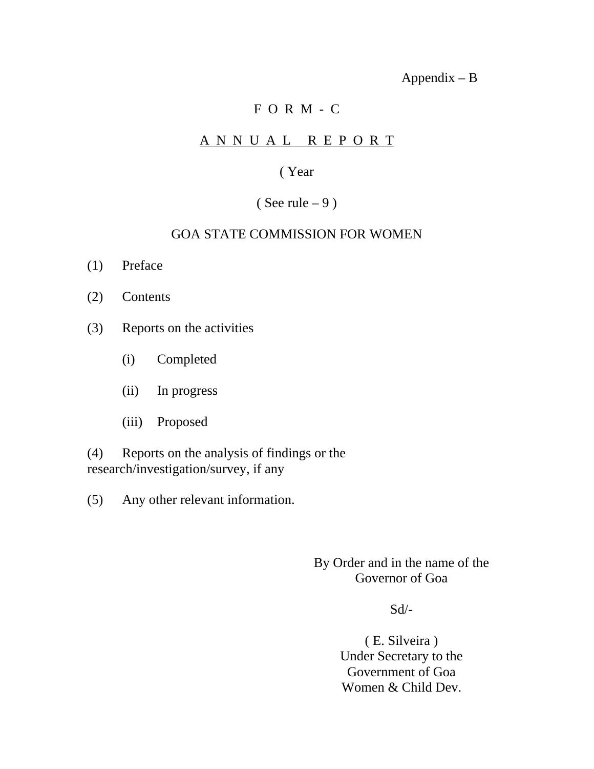Appendix – B

# F O R M - C

## A N N U A L   R E P O R T

( Year

( See rule – 9 )

GOA STATE COMMISSION FOR WOMEN

(1) Preface

(2) Contents

(3) Reports on the activities

  (i) Completed

  (ii) In progress

  (iii) Proposed

(4) Reports on the analysis of findings or the research/investigation/survey, if any

(5) Any other relevant information.

By Order and in the name of the
Governor of Goa

Sd/-

( E. Silveira )
Under Secretary to the
Government of Goa
Women & Child Dev.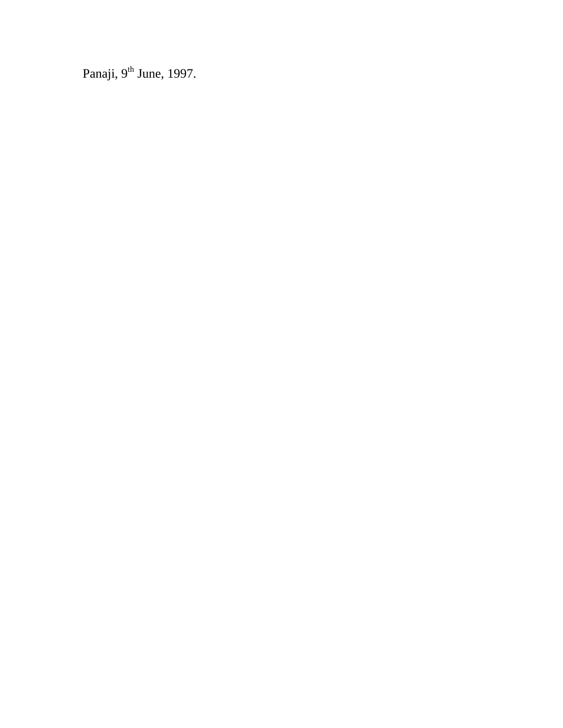Panaji, 9th June, 1997.